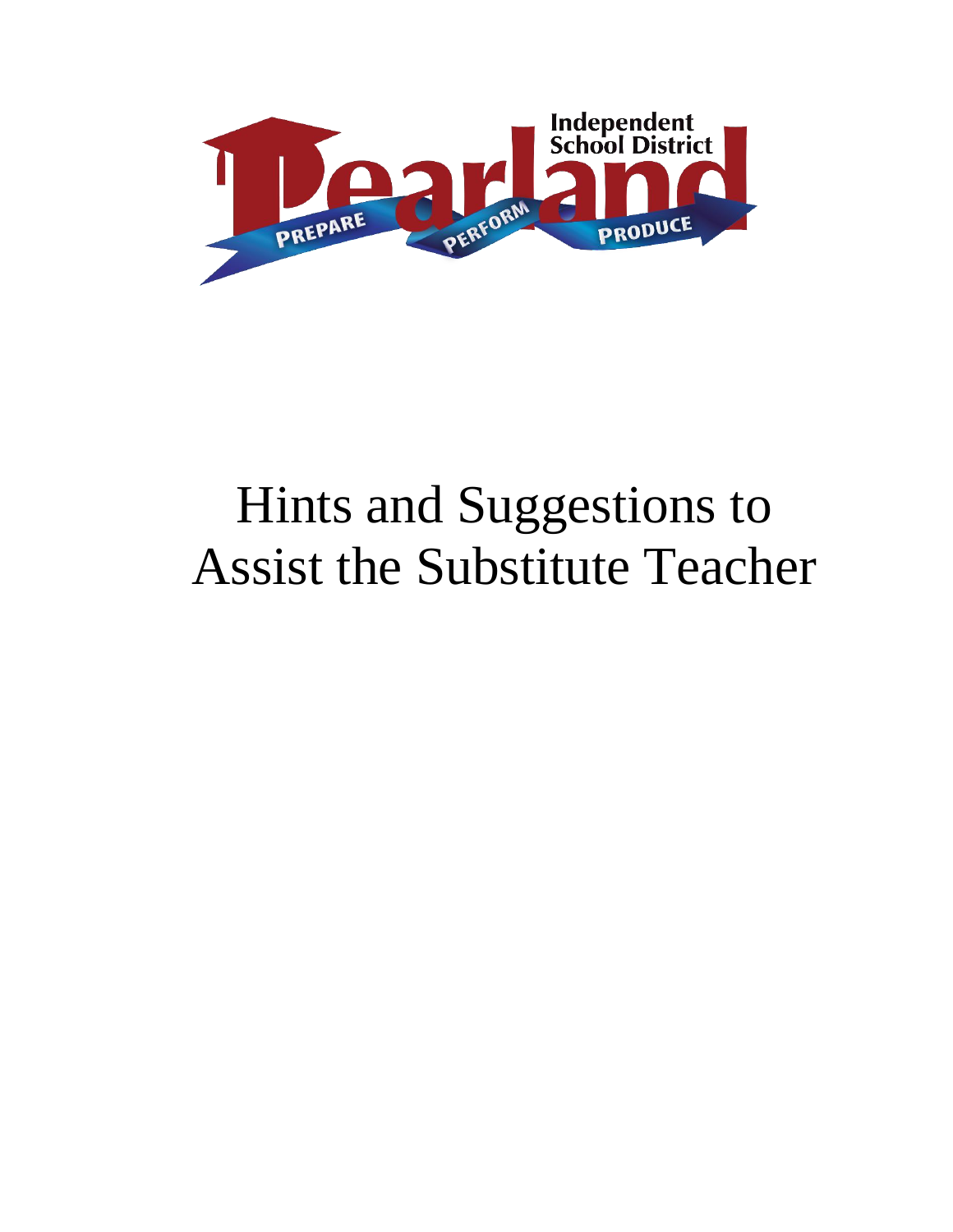Pearland Independent School District

PREPARE PERFORM PRODUCE

# Hints and Suggestions to Assist the Substitute Teacher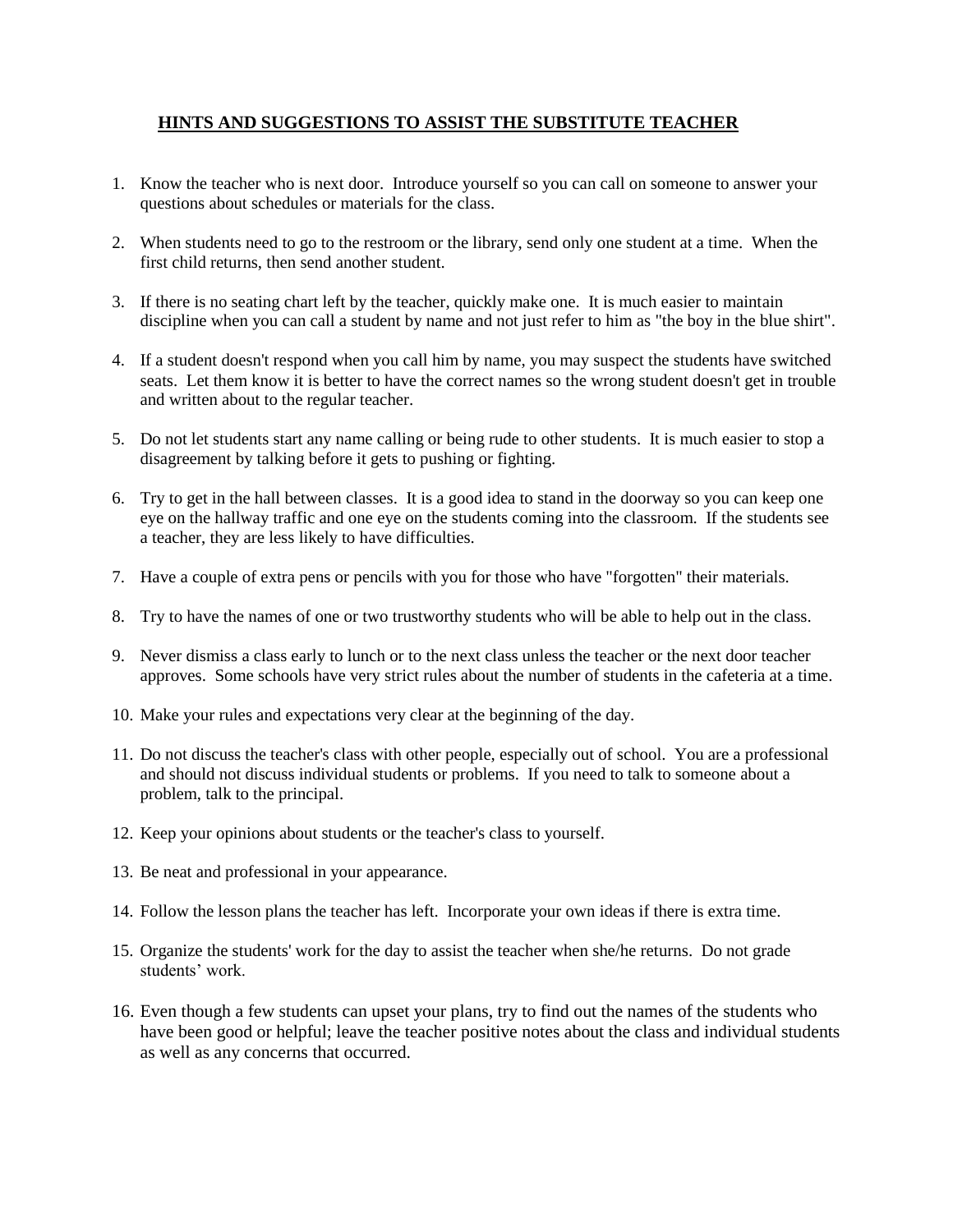## HINTS AND SUGGESTIONS TO ASSIST THE SUBSTITUTE TEACHER

1. Know the teacher who is next door. Introduce yourself so you can call on someone to answer your questions about schedules or materials for the class.
2. When students need to go to the restroom or the library, send only one student at a time. When the first child returns, then send another student.
3. If there is no seating chart left by the teacher, quickly make one. It is much easier to maintain discipline when you can call a student by name and not just refer to him as "the boy in the blue shirt".
4. If a student doesn't respond when you call him by name, you may suspect the students have switched seats. Let them know it is better to have the correct names so the wrong student doesn't get in trouble and written about to the regular teacher.
5. Do not let students start any name calling or being rude to other students. It is much easier to stop a disagreement by talking before it gets to pushing or fighting.
6. Try to get in the hall between classes. It is a good idea to stand in the doorway so you can keep one eye on the hallway traffic and one eye on the students coming into the classroom. If the students see a teacher, they are less likely to have difficulties.
7. Have a couple of extra pens or pencils with you for those who have "forgotten" their materials.
8. Try to have the names of one or two trustworthy students who will be able to help out in the class.
9. Never dismiss a class early to lunch or to the next class unless the teacher or the next door teacher approves. Some schools have very strict rules about the number of students in the cafeteria at a time.
10. Make your rules and expectations very clear at the beginning of the day.
11. Do not discuss the teacher's class with other people, especially out of school. You are a professional and should not discuss individual students or problems. If you need to talk to someone about a problem, talk to the principal.
12. Keep your opinions about students or the teacher's class to yourself.
13. Be neat and professional in your appearance.
14. Follow the lesson plans the teacher has left. Incorporate your own ideas if there is extra time.
15. Organize the students' work for the day to assist the teacher when she/he returns. Do not grade students' work.
16. Even though a few students can upset your plans, try to find out the names of the students who have been good or helpful; leave the teacher positive notes about the class and individual students as well as any concerns that occurred.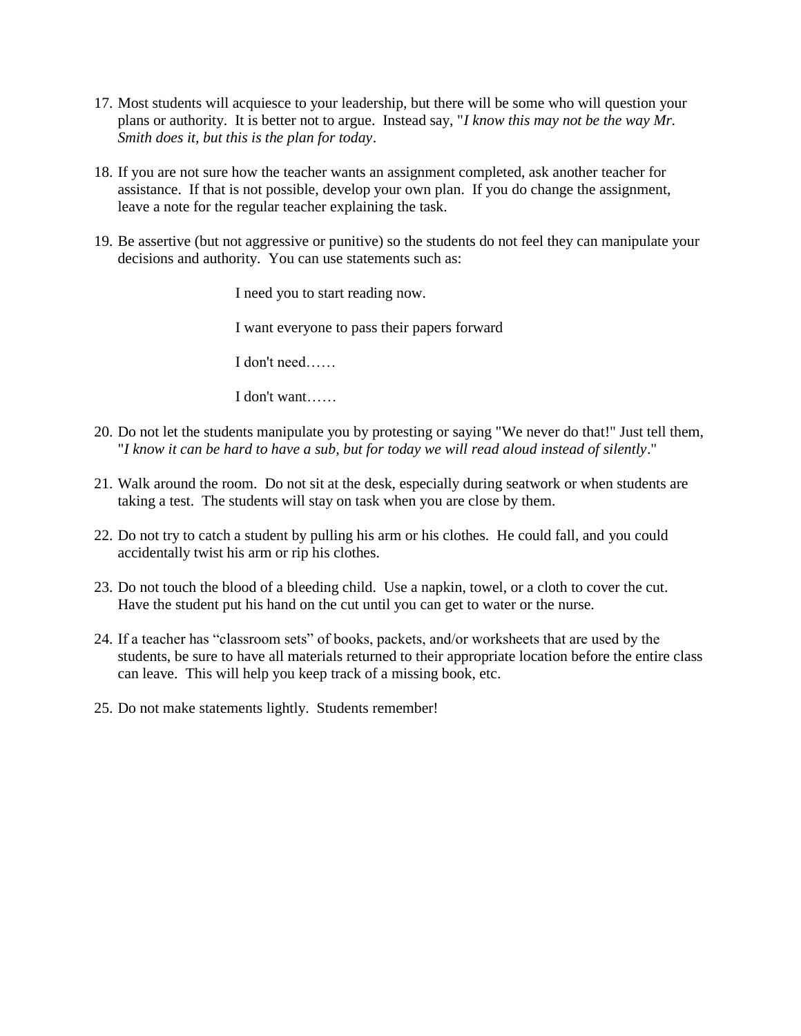17. Most students will acquiesce to your leadership, but there will be some who will question your plans or authority. It is better not to argue. Instead say, "*I know this may not be the way Mr. Smith does it, but this is the plan for today*.

18. If you are not sure how the teacher wants an assignment completed, ask another teacher for assistance. If that is not possible, develop your own plan. If you do change the assignment, leave a note for the regular teacher explaining the task.

19. Be assertive (but not aggressive or punitive) so the students do not feel they can manipulate your decisions and authority. You can use statements such as:

    I need you to start reading now.

    I want everyone to pass their papers forward

    I don't need……

    I don't want……

20. Do not let the students manipulate you by protesting or saying "We never do that!" Just tell them, "*I know it can be hard to have a sub, but for today we will read aloud instead of silently*."

21. Walk around the room. Do not sit at the desk, especially during seatwork or when students are taking a test. The students will stay on task when you are close by them.

22. Do not try to catch a student by pulling his arm or his clothes. He could fall, and you could accidentally twist his arm or rip his clothes.

23. Do not touch the blood of a bleeding child. Use a napkin, towel, or a cloth to cover the cut. Have the student put his hand on the cut until you can get to water or the nurse.

24. If a teacher has "classroom sets" of books, packets, and/or worksheets that are used by the students, be sure to have all materials returned to their appropriate location before the entire class can leave. This will help you keep track of a missing book, etc.

25. Do not make statements lightly. Students remember!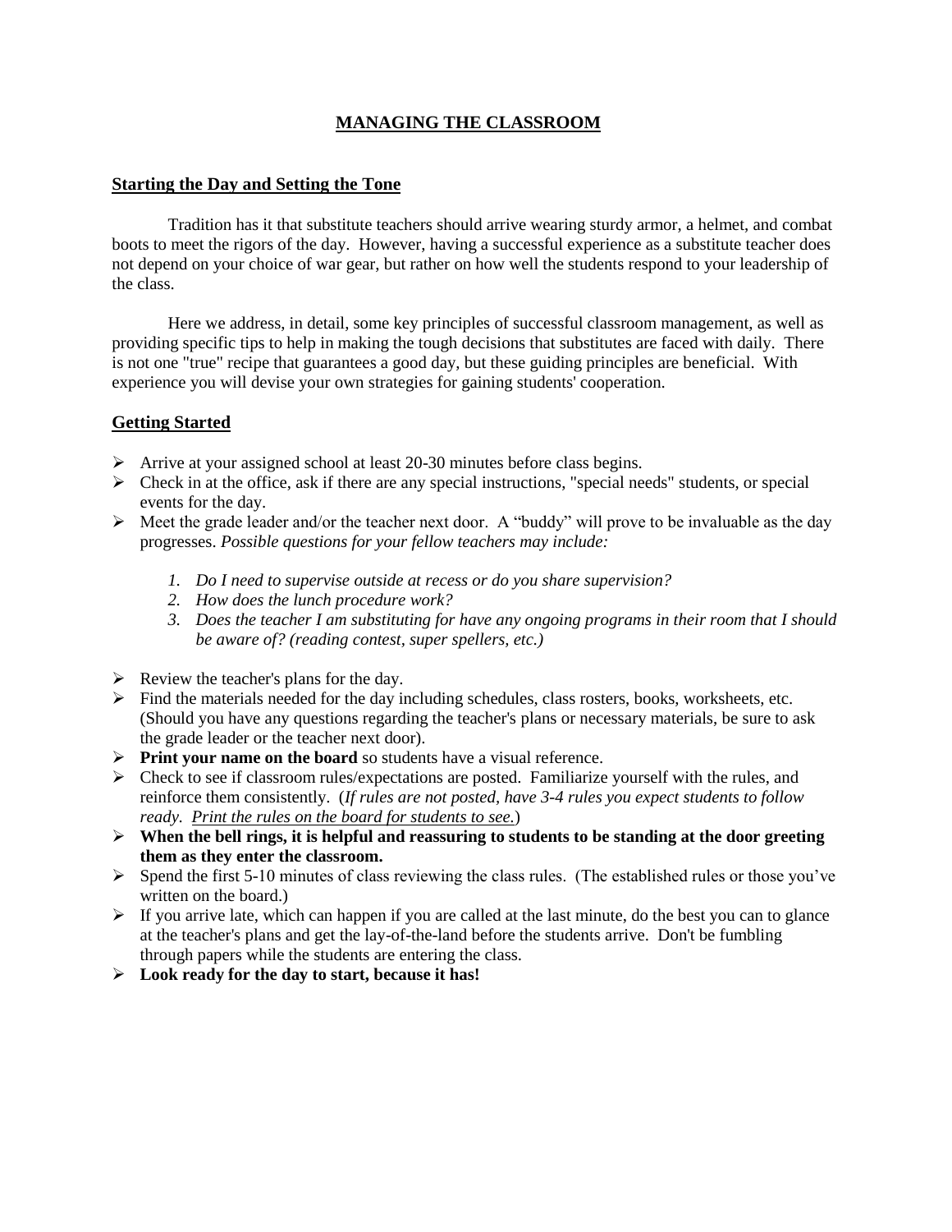# MANAGING THE CLASSROOM

## Starting the Day and Setting the Tone

Tradition has it that substitute teachers should arrive wearing sturdy armor, a helmet, and combat boots to meet the rigors of the day. However, having a successful experience as a substitute teacher does not depend on your choice of war gear, but rather on how well the students respond to your leadership of the class.

Here we address, in detail, some key principles of successful classroom management, as well as providing specific tips to help in making the tough decisions that substitutes are faced with daily. There is not one "true" recipe that guarantees a good day, but these guiding principles are beneficial. With experience you will devise your own strategies for gaining students' cooperation.

## Getting Started

- Arrive at your assigned school at least 20-30 minutes before class begins.
- Check in at the office, ask if there are any special instructions, "special needs" students, or special events for the day.
- Meet the grade leader and/or the teacher next door. A "buddy" will prove to be invaluable as the day progresses. *Possible questions for your fellow teachers may include:*

    1. *Do I need to supervise outside at recess or do you share supervision?*
    2. *How does the lunch procedure work?*
    3. *Does the teacher I am substituting for have any ongoing programs in their room that I should be aware of? (reading contest, super spellers, etc.)*

- Review the teacher's plans for the day.
- Find the materials needed for the day including schedules, class rosters, books, worksheets, etc. (Should you have any questions regarding the teacher's plans or necessary materials, be sure to ask the grade leader or the teacher next door).
- **Print your name on the board** so students have a visual reference.
- Check to see if classroom rules/expectations are posted. Familiarize yourself with the rules, and reinforce them consistently. (*If rules are not posted, have 3-4 rules you expect students to follow ready. Print the rules on the board for students to see.*)
- **When the bell rings, it is helpful and reassuring to students to be standing at the door greeting them as they enter the classroom.**
- Spend the first 5-10 minutes of class reviewing the class rules. (The established rules or those you've written on the board.)
- If you arrive late, which can happen if you are called at the last minute, do the best you can to glance at the teacher's plans and get the lay-of-the-land before the students arrive. Don't be fumbling through papers while the students are entering the class.
- **Look ready for the day to start, because it has!**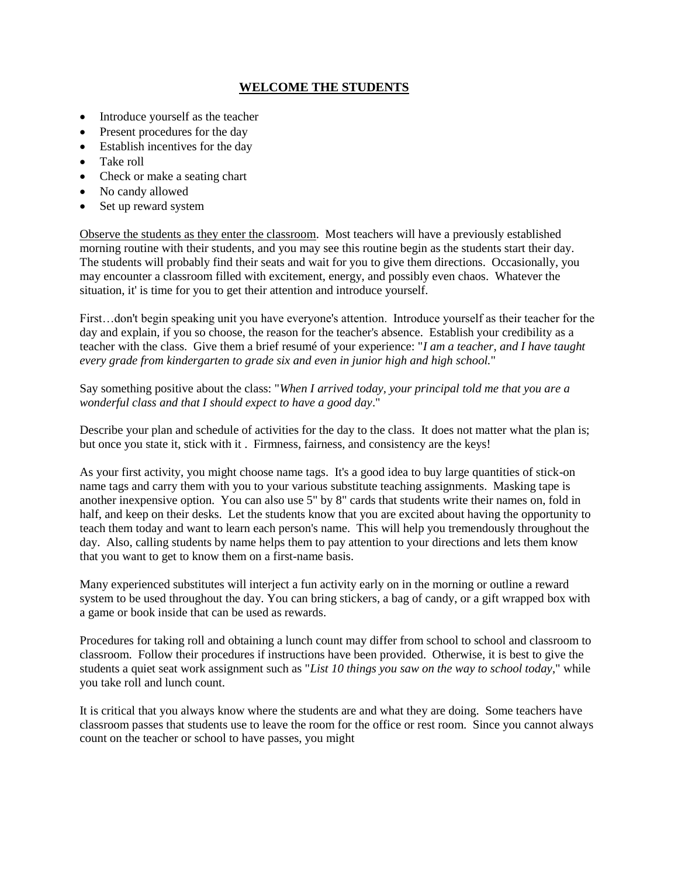## <u>WELCOME THE STUDENTS</u>

- Introduce yourself as the teacher
- Present procedures for the day
- Establish incentives for the day
- Take roll
- Check or make a seating chart
- No candy allowed
- Set up reward system

<u>Observe the students as they enter the classroom</u>. Most teachers will have a previously established morning routine with their students, and you may see this routine begin as the students start their day. The students will probably find their seats and wait for you to give them directions. Occasionally, you may encounter a classroom filled with excitement, energy, and possibly even chaos. Whatever the situation, it' is time for you to get their attention and introduce yourself.

First…don't begin speaking unit you have everyone's attention. Introduce yourself as their teacher for the day and explain, if you so choose, the reason for the teacher's absence. Establish your credibility as a teacher with the class. Give them a brief resumé of your experience: "*I am a teacher, and I have taught every grade from kindergarten to grade six and even in junior high and high school.*"

Say something positive about the class: "*When I arrived today, your principal told me that you are a wonderful class and that I should expect to have a good day*."

Describe your plan and schedule of activities for the day to the class. It does not matter what the plan is; but once you state it, stick with it . Firmness, fairness, and consistency are the keys!

As your first activity, you might choose name tags. It's a good idea to buy large quantities of stick-on name tags and carry them with you to your various substitute teaching assignments. Masking tape is another inexpensive option. You can also use 5" by 8" cards that students write their names on, fold in half, and keep on their desks. Let the students know that you are excited about having the opportunity to teach them today and want to learn each person's name. This will help you tremendously throughout the day. Also, calling students by name helps them to pay attention to your directions and lets them know that you want to get to know them on a first-name basis.

Many experienced substitutes will interject a fun activity early on in the morning or outline a reward system to be used throughout the day. You can bring stickers, a bag of candy, or a gift wrapped box with a game or book inside that can be used as rewards.

Procedures for taking roll and obtaining a lunch count may differ from school to school and classroom to classroom. Follow their procedures if instructions have been provided. Otherwise, it is best to give the students a quiet seat work assignment such as "*List 10 things you saw on the way to school today*," while you take roll and lunch count.

It is critical that you always know where the students are and what they are doing. Some teachers have classroom passes that students use to leave the room for the office or rest room. Since you cannot always count on the teacher or school to have passes, you might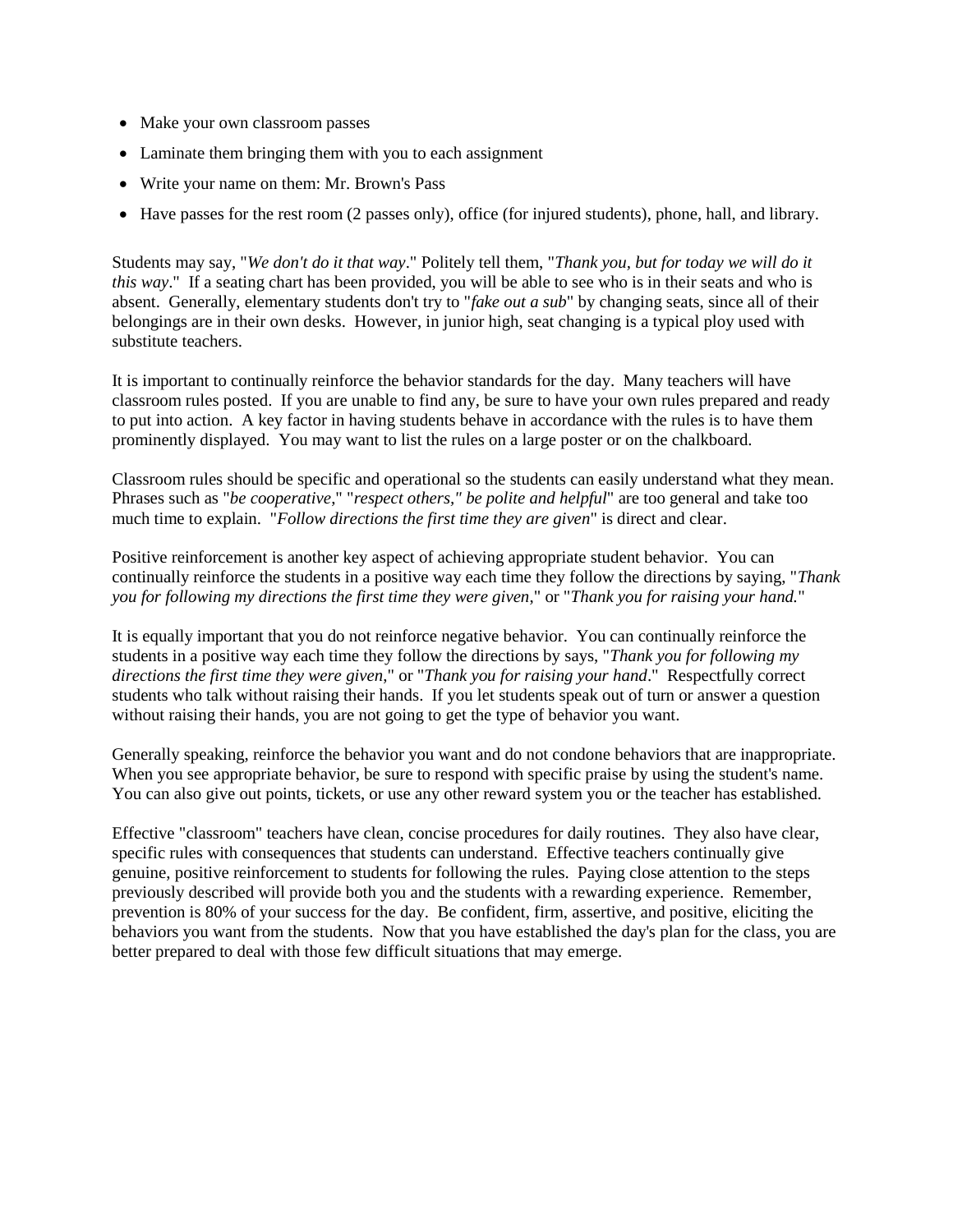- Make your own classroom passes
- Laminate them bringing them with you to each assignment
- Write your name on them: Mr. Brown's Pass
- Have passes for the rest room (2 passes only), office (for injured students), phone, hall, and library.

Students may say, "*We don't do it that way*." Politely tell them, "*Thank you, but for today we will do it this way*." If a seating chart has been provided, you will be able to see who is in their seats and who is absent. Generally, elementary students don't try to "*fake out a sub*" by changing seats, since all of their belongings are in their own desks. However, in junior high, seat changing is a typical ploy used with substitute teachers.

It is important to continually reinforce the behavior standards for the day. Many teachers will have classroom rules posted. If you are unable to find any, be sure to have your own rules prepared and ready to put into action. A key factor in having students behave in accordance with the rules is to have them prominently displayed. You may want to list the rules on a large poster or on the chalkboard.

Classroom rules should be specific and operational so the students can easily understand what they mean. Phrases such as "*be cooperative*," "*respect others," be polite and helpful*" are too general and take too much time to explain. "*Follow directions the first time they are given*" is direct and clear.

Positive reinforcement is another key aspect of achieving appropriate student behavior. You can continually reinforce the students in a positive way each time they follow the directions by saying, "*Thank you for following my directions the first time they were given*," or "*Thank you for raising your hand.*"

It is equally important that you do not reinforce negative behavior. You can continually reinforce the students in a positive way each time they follow the directions by says, "*Thank you for following my directions the first time they were given*," or "*Thank you for raising your hand*." Respectfully correct students who talk without raising their hands. If you let students speak out of turn or answer a question without raising their hands, you are not going to get the type of behavior you want.

Generally speaking, reinforce the behavior you want and do not condone behaviors that are inappropriate. When you see appropriate behavior, be sure to respond with specific praise by using the student's name. You can also give out points, tickets, or use any other reward system you or the teacher has established.

Effective "classroom" teachers have clean, concise procedures for daily routines. They also have clear, specific rules with consequences that students can understand. Effective teachers continually give genuine, positive reinforcement to students for following the rules. Paying close attention to the steps previously described will provide both you and the students with a rewarding experience. Remember, prevention is 80% of your success for the day. Be confident, firm, assertive, and positive, eliciting the behaviors you want from the students. Now that you have established the day's plan for the class, you are better prepared to deal with those few difficult situations that may emerge.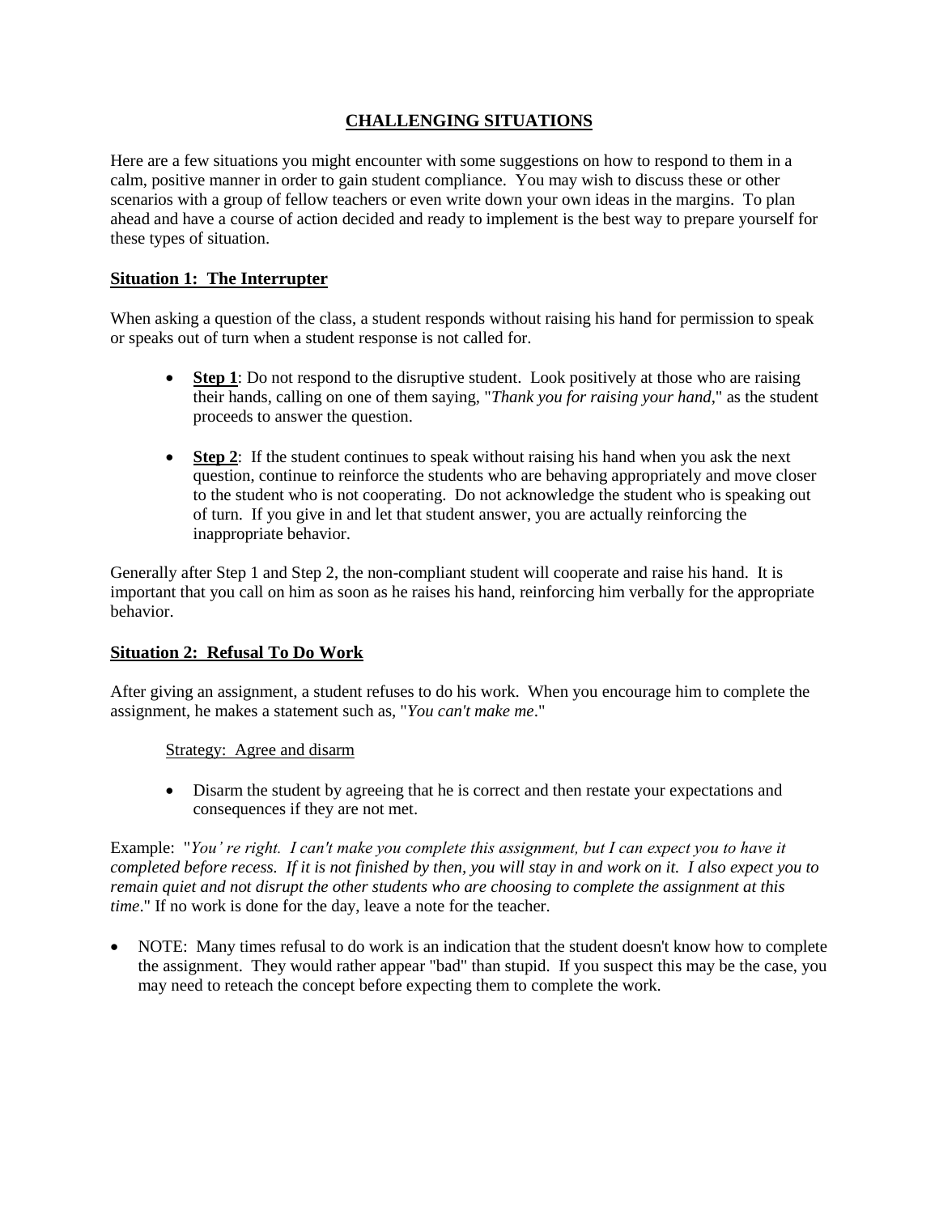## CHALLENGING SITUATIONS

Here are a few situations you might encounter with some suggestions on how to respond to them in a calm, positive manner in order to gain student compliance. You may wish to discuss these or other scenarios with a group of fellow teachers or even write down your own ideas in the margins. To plan ahead and have a course of action decided and ready to implement is the best way to prepare yourself for these types of situation.

### Situation 1: The Interrupter

When asking a question of the class, a student responds without raising his hand for permission to speak or speaks out of turn when a student response is not called for.

- **Step 1**: Do not respond to the disruptive student. Look positively at those who are raising their hands, calling on one of them saying, "*Thank you for raising your hand*," as the student proceeds to answer the question.
- **Step 2**: If the student continues to speak without raising his hand when you ask the next question, continue to reinforce the students who are behaving appropriately and move closer to the student who is not cooperating. Do not acknowledge the student who is speaking out of turn. If you give in and let that student answer, you are actually reinforcing the inappropriate behavior.

Generally after Step 1 and Step 2, the non-compliant student will cooperate and raise his hand. It is important that you call on him as soon as he raises his hand, reinforcing him verbally for the appropriate behavior.

### Situation 2: Refusal To Do Work

After giving an assignment, a student refuses to do his work. When you encourage him to complete the assignment, he makes a statement such as, "*You can't make me*."

Strategy: Agree and disarm

- Disarm the student by agreeing that he is correct and then restate your expectations and consequences if they are not met.

Example: "*You' re right. I can't make you complete this assignment, but I can expect you to have it completed before recess. If it is not finished by then, you will stay in and work on it. I also expect you to remain quiet and not disrupt the other students who are choosing to complete the assignment at this time*." If no work is done for the day, leave a note for the teacher.

- NOTE: Many times refusal to do work is an indication that the student doesn't know how to complete the assignment. They would rather appear "bad" than stupid. If you suspect this may be the case, you may need to reteach the concept before expecting them to complete the work.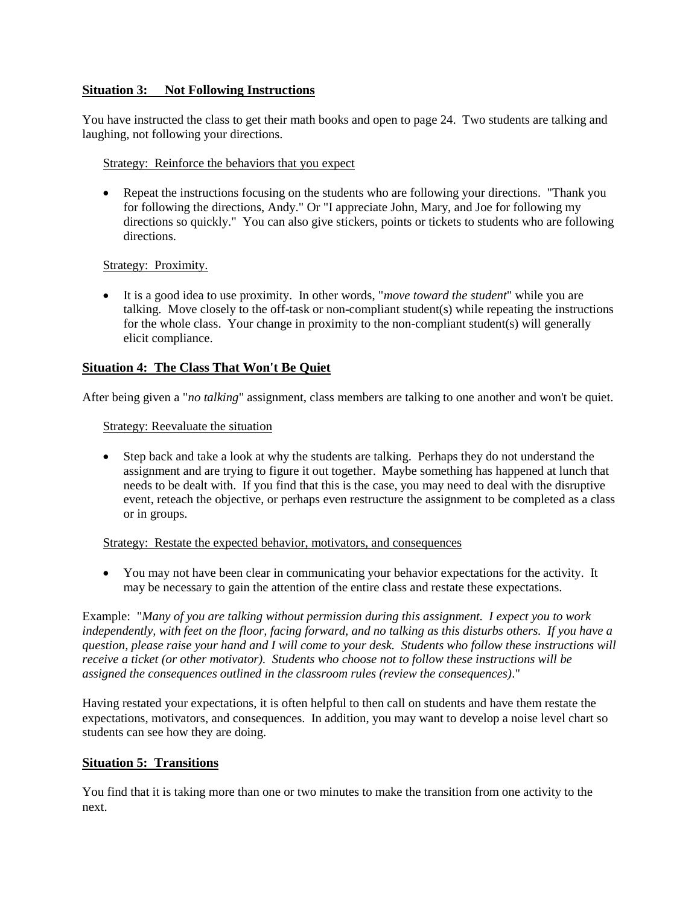### **Situation 3: Not Following Instructions**

You have instructed the class to get their math books and open to page 24. Two students are talking and laughing, not following your directions.

Strategy: Reinforce the behaviors that you expect

- Repeat the instructions focusing on the students who are following your directions. "Thank you for following the directions, Andy." Or "I appreciate John, Mary, and Joe for following my directions so quickly." You can also give stickers, points or tickets to students who are following directions.

Strategy: Proximity.

- It is a good idea to use proximity. In other words, "*move toward the student*" while you are talking. Move closely to the off-task or non-compliant student(s) while repeating the instructions for the whole class. Your change in proximity to the non-compliant student(s) will generally elicit compliance.

### **Situation 4: The Class That Won't Be Quiet**

After being given a "*no talking*" assignment, class members are talking to one another and won't be quiet.

Strategy: Reevaluate the situation

- Step back and take a look at why the students are talking. Perhaps they do not understand the assignment and are trying to figure it out together. Maybe something has happened at lunch that needs to be dealt with. If you find that this is the case, you may need to deal with the disruptive event, reteach the objective, or perhaps even restructure the assignment to be completed as a class or in groups.

Strategy: Restate the expected behavior, motivators, and consequences

- You may not have been clear in communicating your behavior expectations for the activity. It may be necessary to gain the attention of the entire class and restate these expectations.

Example: "*Many of you are talking without permission during this assignment. I expect you to work independently, with feet on the floor, facing forward, and no talking as this disturbs others. If you have a question, please raise your hand and I will come to your desk. Students who follow these instructions will receive a ticket (or other motivator). Students who choose not to follow these instructions will be assigned the consequences outlined in the classroom rules (review the consequences)*."

Having restated your expectations, it is often helpful to then call on students and have them restate the expectations, motivators, and consequences. In addition, you may want to develop a noise level chart so students can see how they are doing.

### **Situation 5: Transitions**

You find that it is taking more than one or two minutes to make the transition from one activity to the next.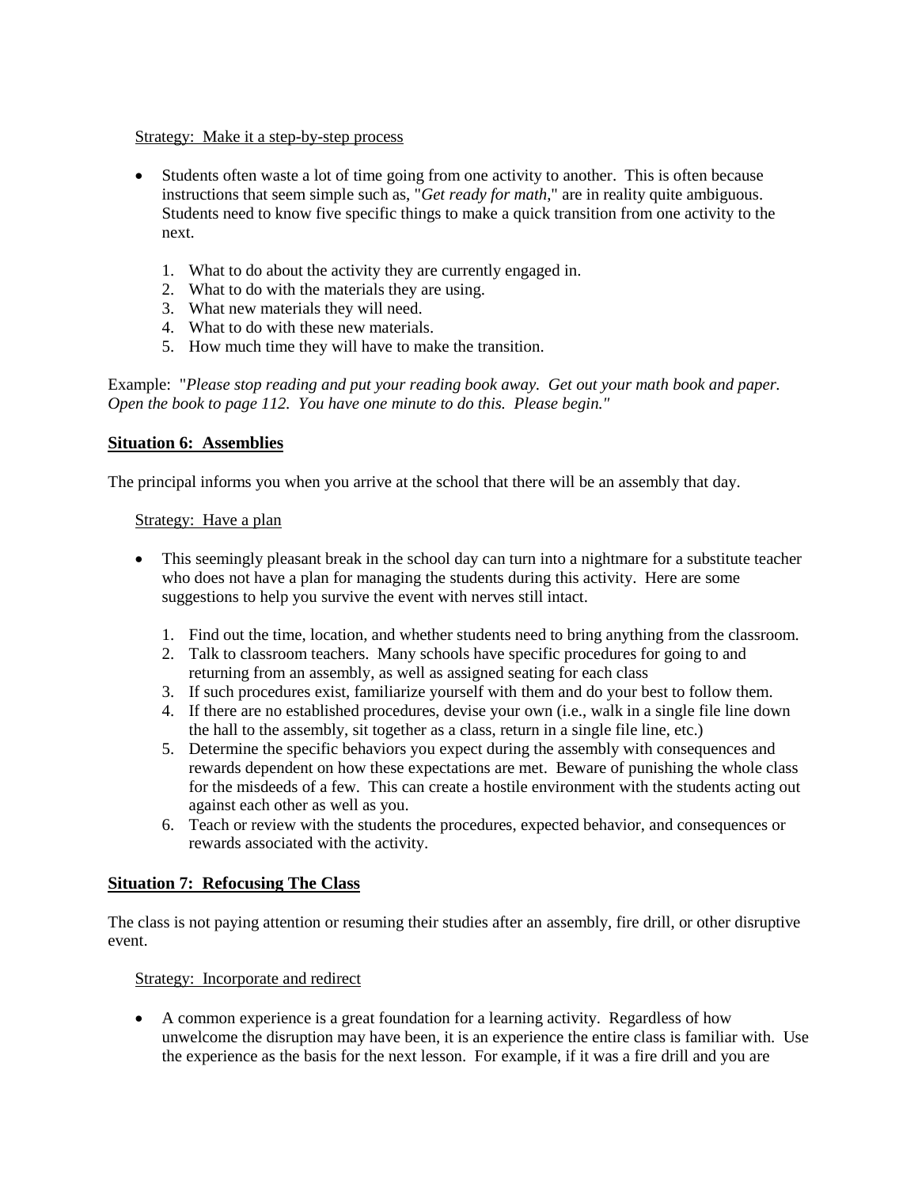Strategy: Make it a step-by-step process

- Students often waste a lot of time going from one activity to another. This is often because instructions that seem simple such as, "*Get ready for math*," are in reality quite ambiguous. Students need to know five specific things to make a quick transition from one activity to the next.

   1. What to do about the activity they are currently engaged in.
   2. What to do with the materials they are using.
   3. What new materials they will need.
   4. What to do with these new materials.
   5. How much time they will have to make the transition.

Example: "*Please stop reading and put your reading book away. Get out your math book and paper. Open the book to page 112. You have one minute to do this. Please begin.*"

## Situation 6: Assemblies

The principal informs you when you arrive at the school that there will be an assembly that day.

Strategy: Have a plan

- This seemingly pleasant break in the school day can turn into a nightmare for a substitute teacher who does not have a plan for managing the students during this activity. Here are some suggestions to help you survive the event with nerves still intact.

   1. Find out the time, location, and whether students need to bring anything from the classroom.
   2. Talk to classroom teachers. Many schools have specific procedures for going to and returning from an assembly, as well as assigned seating for each class
   3. If such procedures exist, familiarize yourself with them and do your best to follow them.
   4. If there are no established procedures, devise your own (i.e., walk in a single file line down the hall to the assembly, sit together as a class, return in a single file line, etc.)
   5. Determine the specific behaviors you expect during the assembly with consequences and rewards dependent on how these expectations are met. Beware of punishing the whole class for the misdeeds of a few. This can create a hostile environment with the students acting out against each other as well as you.
   6. Teach or review with the students the procedures, expected behavior, and consequences or rewards associated with the activity.

## Situation 7: Refocusing The Class

The class is not paying attention or resuming their studies after an assembly, fire drill, or other disruptive event.

Strategy: Incorporate and redirect

- A common experience is a great foundation for a learning activity. Regardless of how unwelcome the disruption may have been, it is an experience the entire class is familiar with. Use the experience as the basis for the next lesson. For example, if it was a fire drill and you are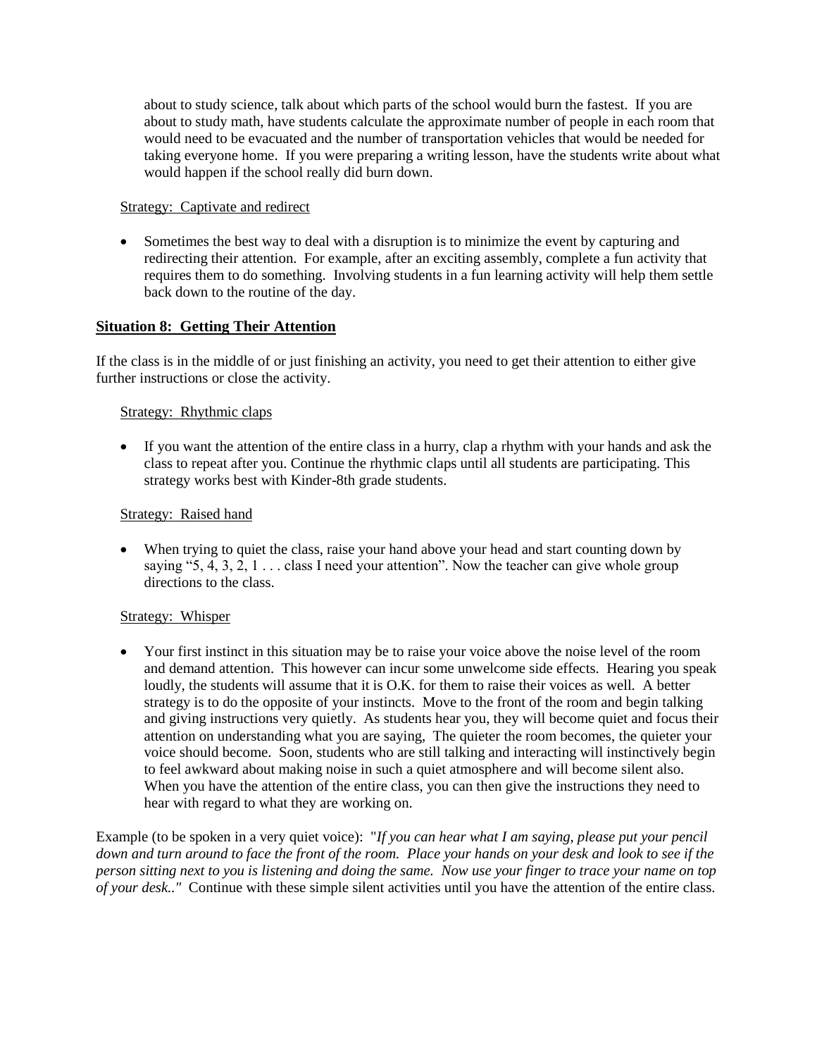about to study science, talk about which parts of the school would burn the fastest. If you are about to study math, have students calculate the approximate number of people in each room that would need to be evacuated and the number of transportation vehicles that would be needed for taking everyone home. If you were preparing a writing lesson, have the students write about what would happen if the school really did burn down.

Strategy: Captivate and redirect

- Sometimes the best way to deal with a disruption is to minimize the event by capturing and redirecting their attention. For example, after an exciting assembly, complete a fun activity that requires them to do something. Involving students in a fun learning activity will help them settle back down to the routine of the day.

## Situation 8: Getting Their Attention

If the class is in the middle of or just finishing an activity, you need to get their attention to either give further instructions or close the activity.

Strategy: Rhythmic claps

- If you want the attention of the entire class in a hurry, clap a rhythm with your hands and ask the class to repeat after you. Continue the rhythmic claps until all students are participating. This strategy works best with Kinder-8th grade students.

Strategy: Raised hand

- When trying to quiet the class, raise your hand above your head and start counting down by saying "5, 4, 3, 2, 1 . . . class I need your attention". Now the teacher can give whole group directions to the class.

Strategy: Whisper

- Your first instinct in this situation may be to raise your voice above the noise level of the room and demand attention. This however can incur some unwelcome side effects. Hearing you speak loudly, the students will assume that it is O.K. for them to raise their voices as well. A better strategy is to do the opposite of your instincts. Move to the front of the room and begin talking and giving instructions very quietly. As students hear you, they will become quiet and focus their attention on understanding what you are saying, The quieter the room becomes, the quieter your voice should become. Soon, students who are still talking and interacting will instinctively begin to feel awkward about making noise in such a quiet atmosphere and will become silent also. When you have the attention of the entire class, you can then give the instructions they need to hear with regard to what they are working on.

Example (to be spoken in a very quiet voice): "*If you can hear what I am saying, please put your pencil down and turn around to face the front of the room. Place your hands on your desk and look to see if the person sitting next to you is listening and doing the same. Now use your finger to trace your name on top of your desk.."* Continue with these simple silent activities until you have the attention of the entire class.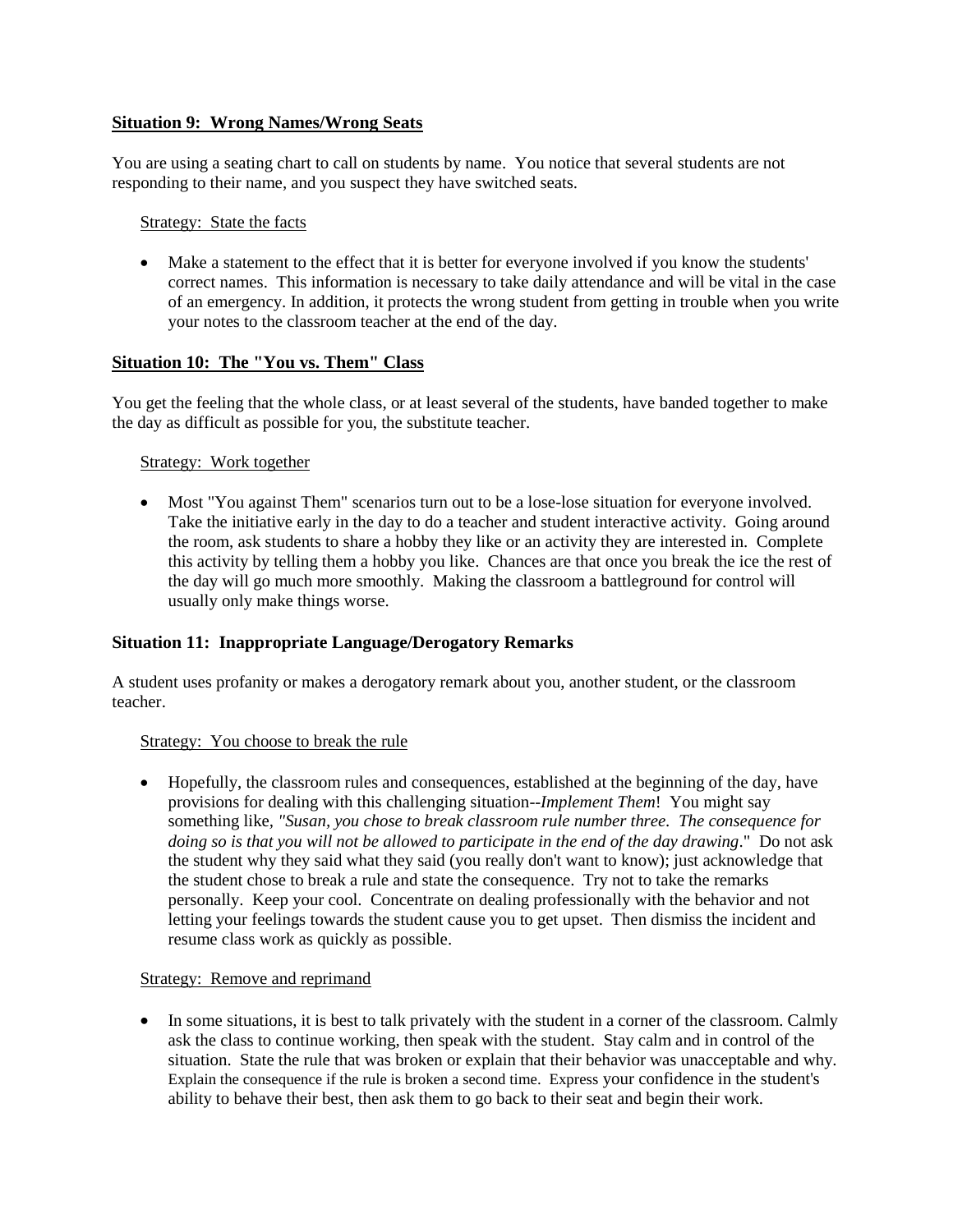## Situation 9: Wrong Names/Wrong Seats

You are using a seating chart to call on students by name. You notice that several students are not responding to their name, and you suspect they have switched seats.

Strategy: State the facts

- Make a statement to the effect that it is better for everyone involved if you know the students' correct names. This information is necessary to take daily attendance and will be vital in the case of an emergency. In addition, it protects the wrong student from getting in trouble when you write your notes to the classroom teacher at the end of the day.

## Situation 10: The "You vs. Them" Class

You get the feeling that the whole class, or at least several of the students, have banded together to make the day as difficult as possible for you, the substitute teacher.

Strategy: Work together

- Most "You against Them" scenarios turn out to be a lose-lose situation for everyone involved. Take the initiative early in the day to do a teacher and student interactive activity. Going around the room, ask students to share a hobby they like or an activity they are interested in. Complete this activity by telling them a hobby you like. Chances are that once you break the ice the rest of the day will go much more smoothly. Making the classroom a battleground for control will usually only make things worse.

## Situation 11: Inappropriate Language/Derogatory Remarks

A student uses profanity or makes a derogatory remark about you, another student, or the classroom teacher.

Strategy: You choose to break the rule

- Hopefully, the classroom rules and consequences, established at the beginning of the day, have provisions for dealing with this challenging situation--*Implement Them*! You might say something like, *"Susan, you chose to break classroom rule number three. The consequence for doing so is that you will not be allowed to participate in the end of the day drawing*." Do not ask the student why they said what they said (you really don't want to know); just acknowledge that the student chose to break a rule and state the consequence. Try not to take the remarks personally. Keep your cool. Concentrate on dealing professionally with the behavior and not letting your feelings towards the student cause you to get upset. Then dismiss the incident and resume class work as quickly as possible.

Strategy: Remove and reprimand

- In some situations, it is best to talk privately with the student in a corner of the classroom. Calmly ask the class to continue working, then speak with the student. Stay calm and in control of the situation. State the rule that was broken or explain that their behavior was unacceptable and why. Explain the consequence if the rule is broken a second time. Express your confidence in the student's ability to behave their best, then ask them to go back to their seat and begin their work.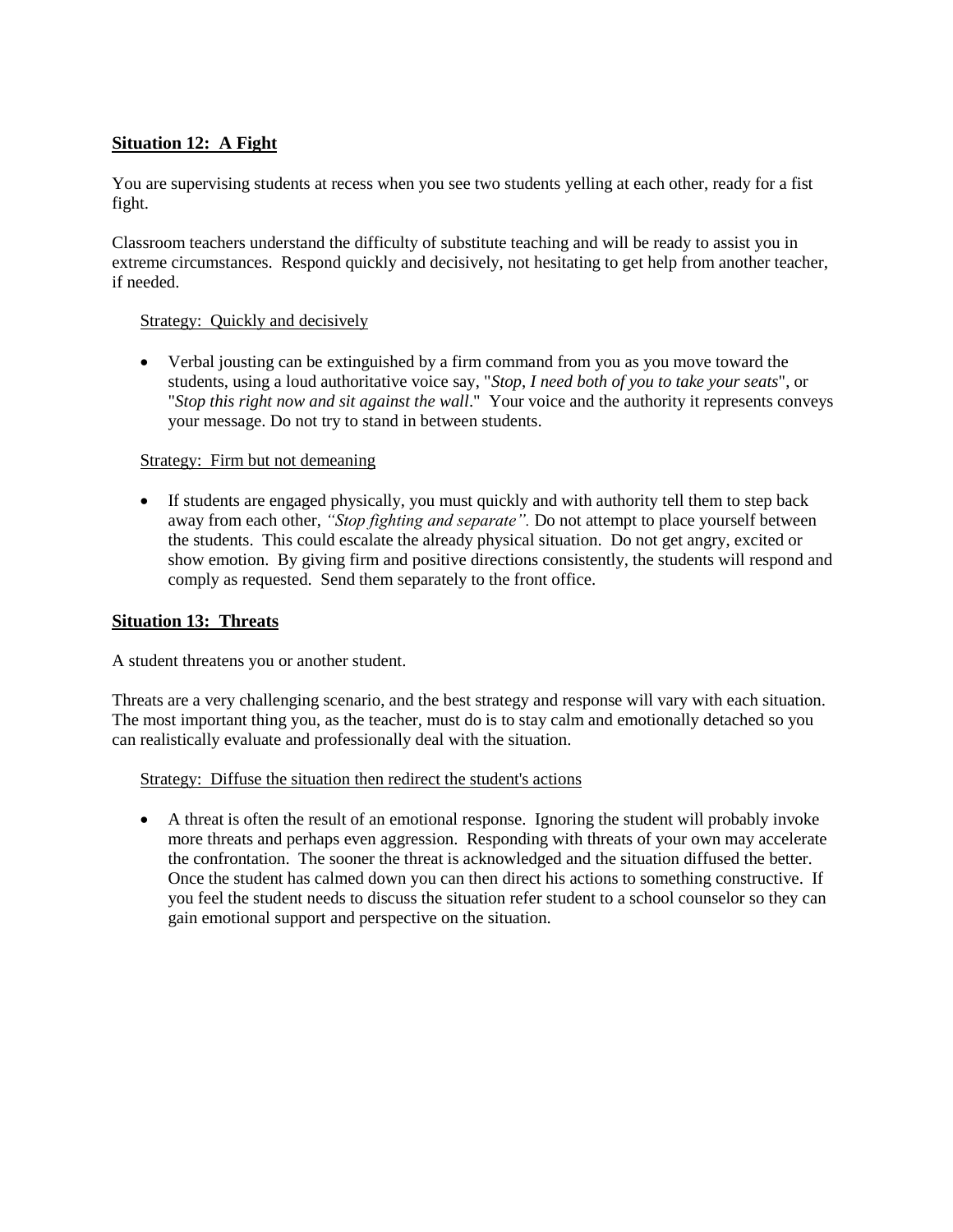## Situation 12: A Fight

You are supervising students at recess when you see two students yelling at each other, ready for a fist fight.

Classroom teachers understand the difficulty of substitute teaching and will be ready to assist you in extreme circumstances. Respond quickly and decisively, not hesitating to get help from another teacher, if needed.

Strategy: Quickly and decisively

- Verbal jousting can be extinguished by a firm command from you as you move toward the students, using a loud authoritative voice say, "*Stop, I need both of you to take your seats*", or "*Stop this right now and sit against the wall*." Your voice and the authority it represents conveys your message. Do not try to stand in between students.

Strategy: Firm but not demeaning

- If students are engaged physically, you must quickly and with authority tell them to step back away from each other, *"Stop fighting and separate".* Do not attempt to place yourself between the students. This could escalate the already physical situation. Do not get angry, excited or show emotion. By giving firm and positive directions consistently, the students will respond and comply as requested. Send them separately to the front office.

## Situation 13: Threats

A student threatens you or another student.

Threats are a very challenging scenario, and the best strategy and response will vary with each situation. The most important thing you, as the teacher, must do is to stay calm and emotionally detached so you can realistically evaluate and professionally deal with the situation.

Strategy: Diffuse the situation then redirect the student's actions

- A threat is often the result of an emotional response. Ignoring the student will probably invoke more threats and perhaps even aggression. Responding with threats of your own may accelerate the confrontation. The sooner the threat is acknowledged and the situation diffused the better. Once the student has calmed down you can then direct his actions to something constructive. If you feel the student needs to discuss the situation refer student to a school counselor so they can gain emotional support and perspective on the situation.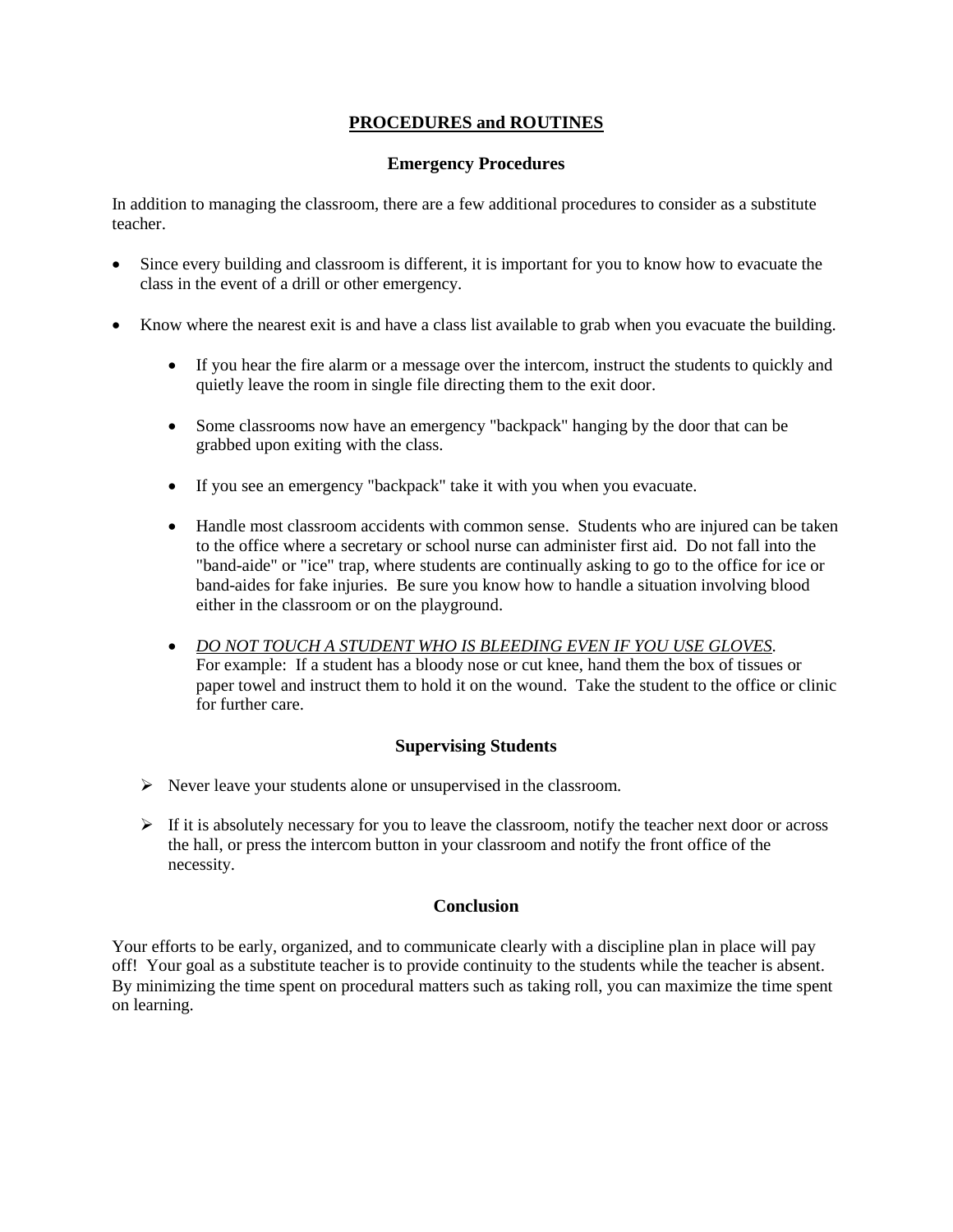# <u>PROCEDURES and ROUTINES</u>

## Emergency Procedures

In addition to managing the classroom, there are a few additional procedures to consider as a substitute teacher.

- Since every building and classroom is different, it is important for you to know how to evacuate the class in the event of a drill or other emergency.

- Know where the nearest exit is and have a class list available to grab when you evacuate the building.

  - If you hear the fire alarm or a message over the intercom, instruct the students to quickly and quietly leave the room in single file directing them to the exit door.

  - Some classrooms now have an emergency "backpack" hanging by the door that can be grabbed upon exiting with the class.

  - If you see an emergency "backpack" take it with you when you evacuate.

  - Handle most classroom accidents with common sense. Students who are injured can be taken to the office where a secretary or school nurse can administer first aid. Do not fall into the "band-aide" or "ice" trap, where students are continually asking to go to the office for ice or band-aides for fake injuries. Be sure you know how to handle a situation involving blood either in the classroom or on the playground.

  - *<u>DO NOT TOUCH A STUDENT WHO IS BLEEDING EVEN IF YOU USE GLOVES</u>.*
    For example: If a student has a bloody nose or cut knee, hand them the box of tissues or paper towel and instruct them to hold it on the wound. Take the student to the office or clinic for further care.

## Supervising Students

- Never leave your students alone or unsupervised in the classroom.

- If it is absolutely necessary for you to leave the classroom, notify the teacher next door or across the hall, or press the intercom button in your classroom and notify the front office of the necessity.

## Conclusion

Your efforts to be early, organized, and to communicate clearly with a discipline plan in place will pay off! Your goal as a substitute teacher is to provide continuity to the students while the teacher is absent. By minimizing the time spent on procedural matters such as taking roll, you can maximize the time spent on learning.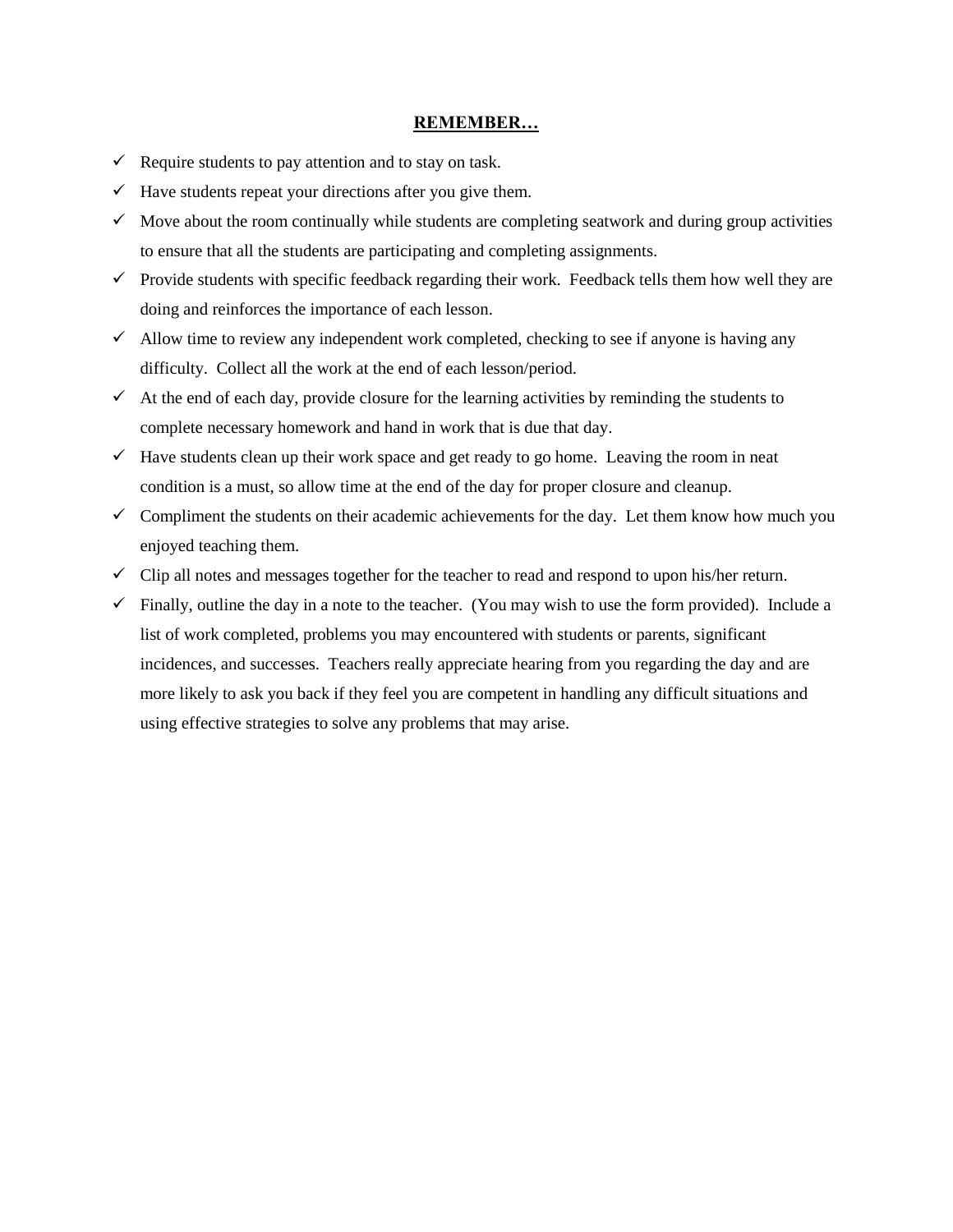## REMEMBER…

- ✓ Require students to pay attention and to stay on task.
- ✓ Have students repeat your directions after you give them.
- ✓ Move about the room continually while students are completing seatwork and during group activities to ensure that all the students are participating and completing assignments.
- ✓ Provide students with specific feedback regarding their work. Feedback tells them how well they are doing and reinforces the importance of each lesson.
- ✓ Allow time to review any independent work completed, checking to see if anyone is having any difficulty. Collect all the work at the end of each lesson/period.
- ✓ At the end of each day, provide closure for the learning activities by reminding the students to complete necessary homework and hand in work that is due that day.
- ✓ Have students clean up their work space and get ready to go home. Leaving the room in neat condition is a must, so allow time at the end of the day for proper closure and cleanup.
- ✓ Compliment the students on their academic achievements for the day. Let them know how much you enjoyed teaching them.
- ✓ Clip all notes and messages together for the teacher to read and respond to upon his/her return.
- ✓ Finally, outline the day in a note to the teacher. (You may wish to use the form provided). Include a list of work completed, problems you may encountered with students or parents, significant incidences, and successes. Teachers really appreciate hearing from you regarding the day and are more likely to ask you back if they feel you are competent in handling any difficult situations and using effective strategies to solve any problems that may arise.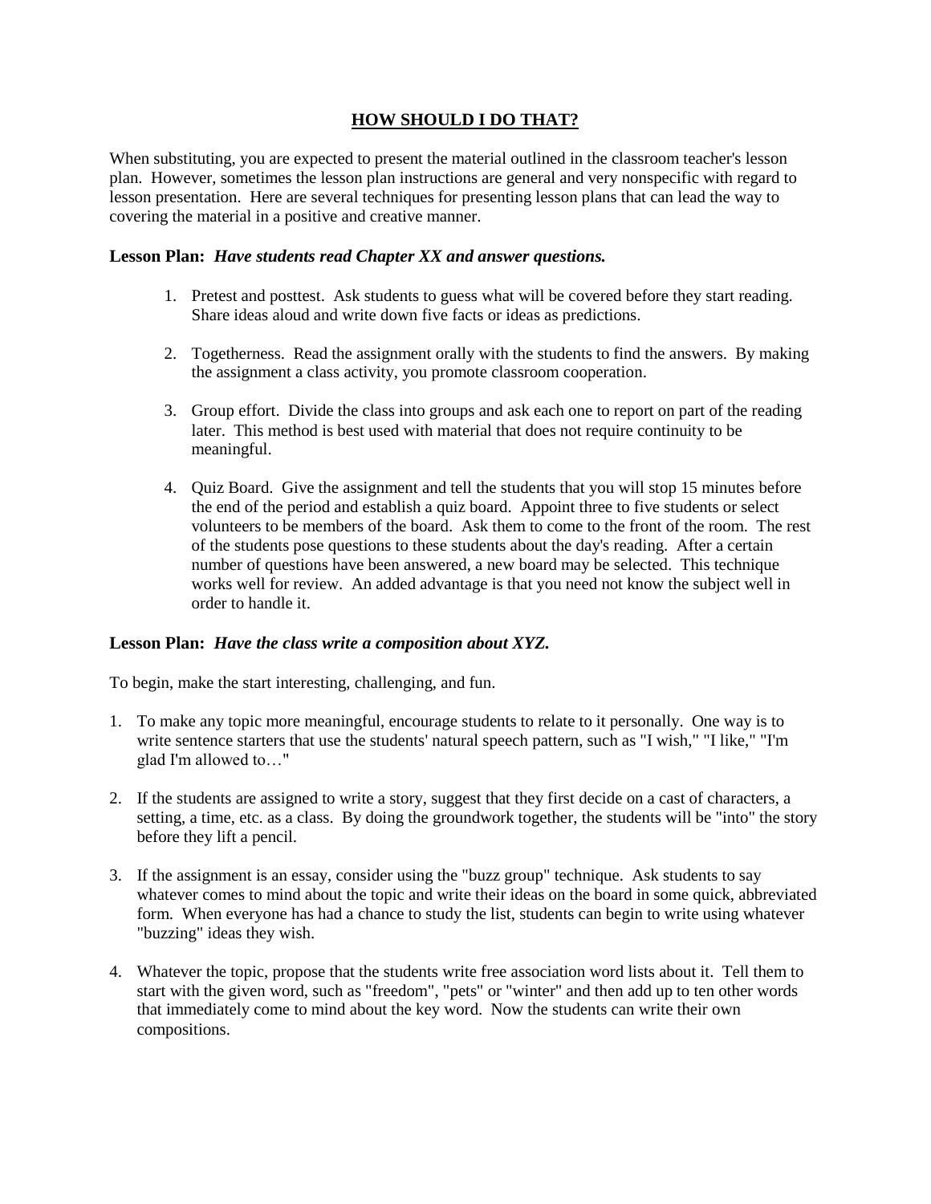## HOW SHOULD I DO THAT?

When substituting, you are expected to present the material outlined in the classroom teacher's lesson plan. However, sometimes the lesson plan instructions are general and very nonspecific with regard to lesson presentation. Here are several techniques for presenting lesson plans that can lead the way to covering the material in a positive and creative manner.

**Lesson Plan:** ***Have students read Chapter XX and answer questions.***

1. Pretest and posttest. Ask students to guess what will be covered before they start reading. Share ideas aloud and write down five facts or ideas as predictions.

2. Togetherness. Read the assignment orally with the students to find the answers. By making the assignment a class activity, you promote classroom cooperation.

3. Group effort. Divide the class into groups and ask each one to report on part of the reading later. This method is best used with material that does not require continuity to be meaningful.

4. Quiz Board. Give the assignment and tell the students that you will stop 15 minutes before the end of the period and establish a quiz board. Appoint three to five students or select volunteers to be members of the board. Ask them to come to the front of the room. The rest of the students pose questions to these students about the day's reading. After a certain number of questions have been answered, a new board may be selected. This technique works well for review. An added advantage is that you need not know the subject well in order to handle it.

**Lesson Plan:** ***Have the class write a composition about XYZ.***

To begin, make the start interesting, challenging, and fun.

1. To make any topic more meaningful, encourage students to relate to it personally. One way is to write sentence starters that use the students' natural speech pattern, such as "I wish," "I like," "I'm glad I'm allowed to…"

2. If the students are assigned to write a story, suggest that they first decide on a cast of characters, a setting, a time, etc. as a class. By doing the groundwork together, the students will be "into" the story before they lift a pencil.

3. If the assignment is an essay, consider using the "buzz group" technique. Ask students to say whatever comes to mind about the topic and write their ideas on the board in some quick, abbreviated form. When everyone has had a chance to study the list, students can begin to write using whatever "buzzing" ideas they wish.

4. Whatever the topic, propose that the students write free association word lists about it. Tell them to start with the given word, such as "freedom", "pets" or "winter" and then add up to ten other words that immediately come to mind about the key word. Now the students can write their own compositions.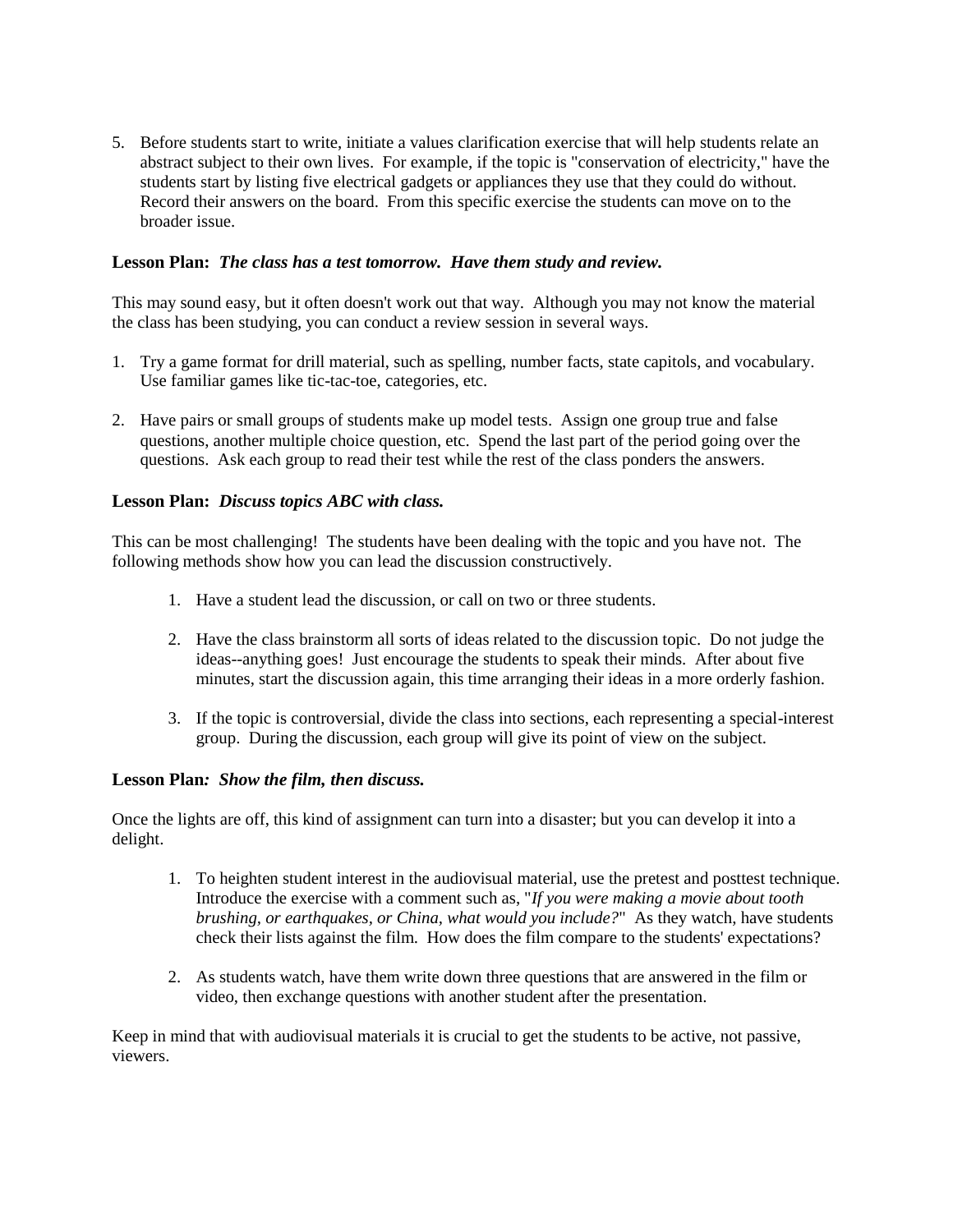5. Before students start to write, initiate a values clarification exercise that will help students relate an abstract subject to their own lives. For example, if the topic is "conservation of electricity," have the students start by listing five electrical gadgets or appliances they use that they could do without. Record their answers on the board. From this specific exercise the students can move on to the broader issue.

**Lesson Plan:** ***The class has a test tomorrow. Have them study and review.***

This may sound easy, but it often doesn't work out that way. Although you may not know the material the class has been studying, you can conduct a review session in several ways.

1. Try a game format for drill material, such as spelling, number facts, state capitols, and vocabulary. Use familiar games like tic-tac-toe, categories, etc.

2. Have pairs or small groups of students make up model tests. Assign one group true and false questions, another multiple choice question, etc. Spend the last part of the period going over the questions. Ask each group to read their test while the rest of the class ponders the answers.

**Lesson Plan:** ***Discuss topics ABC with class.***

This can be most challenging! The students have been dealing with the topic and you have not. The following methods show how you can lead the discussion constructively.

1. Have a student lead the discussion, or call on two or three students.

2. Have the class brainstorm all sorts of ideas related to the discussion topic. Do not judge the ideas--anything goes! Just encourage the students to speak their minds. After about five minutes, start the discussion again, this time arranging their ideas in a more orderly fashion.

3. If the topic is controversial, divide the class into sections, each representing a special-interest group. During the discussion, each group will give its point of view on the subject.

**Lesson Plan*****: Show the film, then discuss.***

Once the lights are off, this kind of assignment can turn into a disaster; but you can develop it into a delight.

1. To heighten student interest in the audiovisual material, use the pretest and posttest technique. Introduce the exercise with a comment such as, "*If you were making a movie about tooth brushing, or earthquakes, or China, what would you include?*" As they watch, have students check their lists against the film. How does the film compare to the students' expectations?

2. As students watch, have them write down three questions that are answered in the film or video, then exchange questions with another student after the presentation.

Keep in mind that with audiovisual materials it is crucial to get the students to be active, not passive, viewers.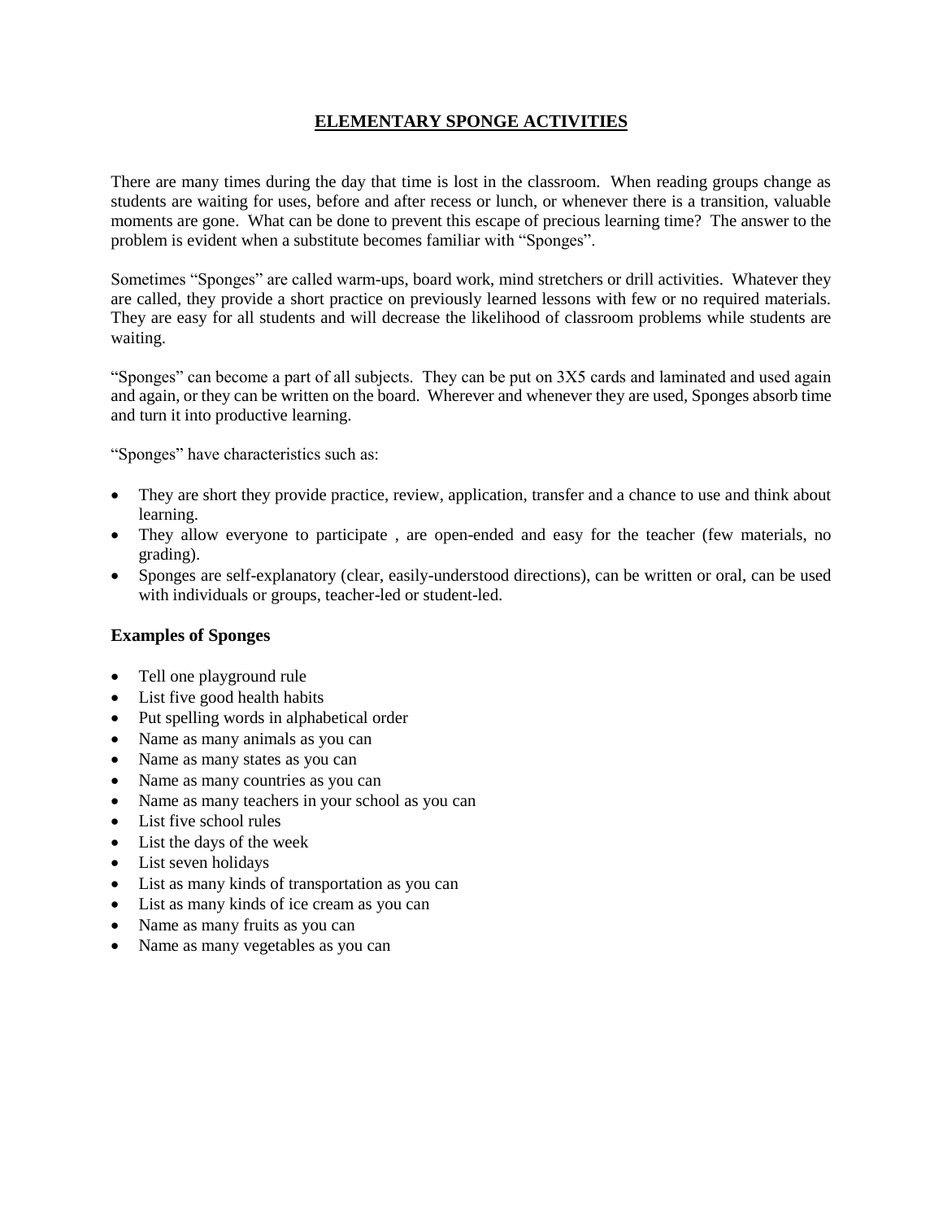# ELEMENTARY SPONGE ACTIVITIES

There are many times during the day that time is lost in the classroom. When reading groups change as students are waiting for uses, before and after recess or lunch, or whenever there is a transition, valuable moments are gone. What can be done to prevent this escape of precious learning time? The answer to the problem is evident when a substitute becomes familiar with "Sponges".

Sometimes "Sponges" are called warm-ups, board work, mind stretchers or drill activities. Whatever they are called, they provide a short practice on previously learned lessons with few or no required materials. They are easy for all students and will decrease the likelihood of classroom problems while students are waiting.

"Sponges" can become a part of all subjects. They can be put on 3X5 cards and laminated and used again and again, or they can be written on the board. Wherever and whenever they are used, Sponges absorb time and turn it into productive learning.

"Sponges" have characteristics such as:

- They are short they provide practice, review, application, transfer and a chance to use and think about learning.
- They allow everyone to participate , are open-ended and easy for the teacher (few materials, no grading).
- Sponges are self-explanatory (clear, easily-understood directions), can be written or oral, can be used with individuals or groups, teacher-led or student-led.

### Examples of Sponges

- Tell one playground rule
- List five good health habits
- Put spelling words in alphabetical order
- Name as many animals as you can
- Name as many states as you can
- Name as many countries as you can
- Name as many teachers in your school as you can
- List five school rules
- List the days of the week
- List seven holidays
- List as many kinds of transportation as you can
- List as many kinds of ice cream as you can
- Name as many fruits as you can
- Name as many vegetables as you can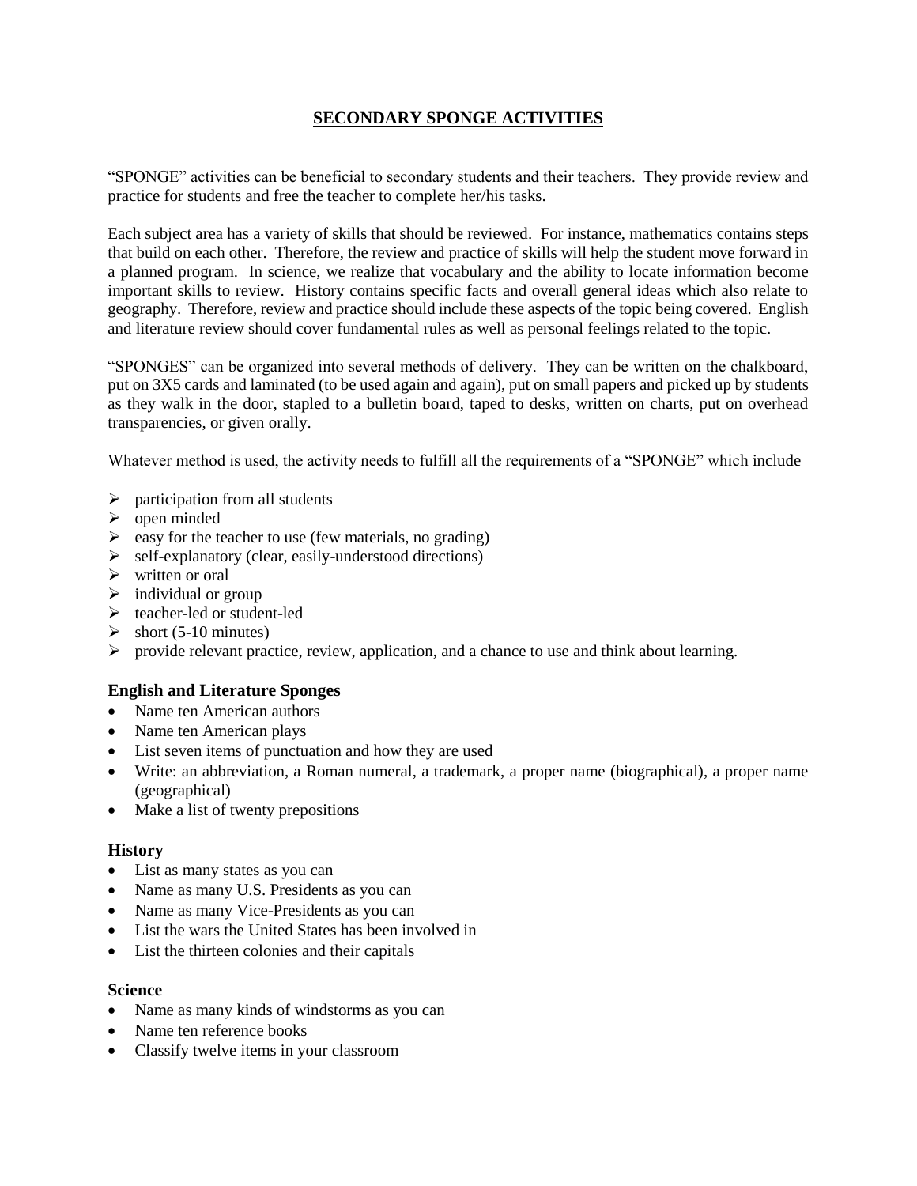# SECONDARY SPONGE ACTIVITIES

"SPONGE" activities can be beneficial to secondary students and their teachers. They provide review and practice for students and free the teacher to complete her/his tasks.

Each subject area has a variety of skills that should be reviewed. For instance, mathematics contains steps that build on each other. Therefore, the review and practice of skills will help the student move forward in a planned program. In science, we realize that vocabulary and the ability to locate information become important skills to review. History contains specific facts and overall general ideas which also relate to geography. Therefore, review and practice should include these aspects of the topic being covered. English and literature review should cover fundamental rules as well as personal feelings related to the topic.

"SPONGES" can be organized into several methods of delivery. They can be written on the chalkboard, put on 3X5 cards and laminated (to be used again and again), put on small papers and picked up by students as they walk in the door, stapled to a bulletin board, taped to desks, written on charts, put on overhead transparencies, or given orally.

Whatever method is used, the activity needs to fulfill all the requirements of a "SPONGE" which include

- participation from all students
- open minded
- easy for the teacher to use (few materials, no grading)
- self-explanatory (clear, easily-understood directions)
- written or oral
- individual or group
- teacher-led or student-led
- short (5-10 minutes)
- provide relevant practice, review, application, and a chance to use and think about learning.

### English and Literature Sponges

- Name ten American authors
- Name ten American plays
- List seven items of punctuation and how they are used
- Write: an abbreviation, a Roman numeral, a trademark, a proper name (biographical), a proper name (geographical)
- Make a list of twenty prepositions

### History

- List as many states as you can
- Name as many U.S. Presidents as you can
- Name as many Vice-Presidents as you can
- List the wars the United States has been involved in
- List the thirteen colonies and their capitals

### Science

- Name as many kinds of windstorms as you can
- Name ten reference books
- Classify twelve items in your classroom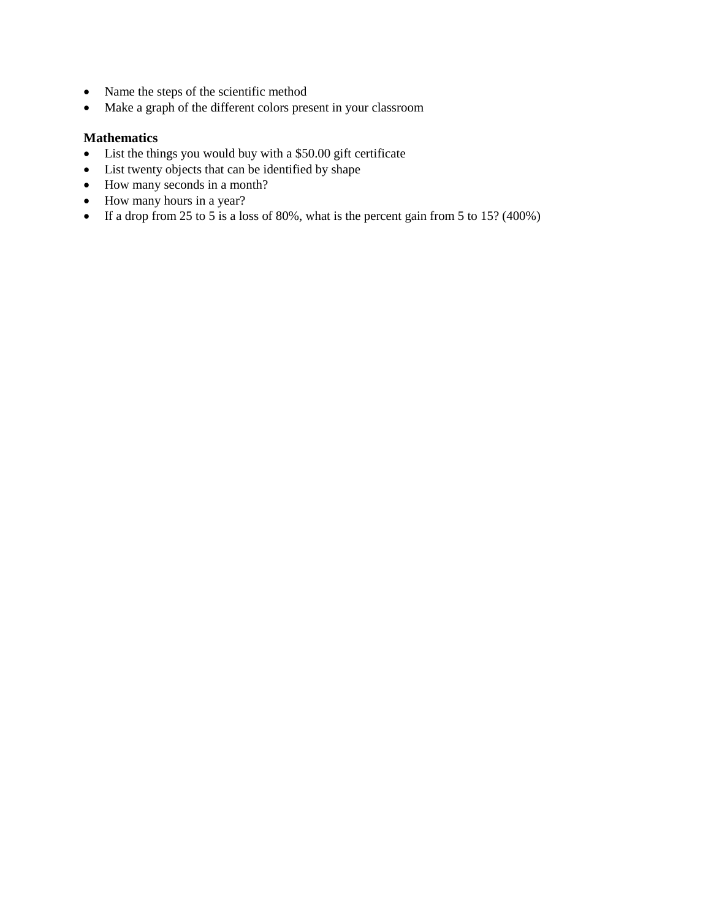- Name the steps of the scientific method
- Make a graph of the different colors present in your classroom

**Mathematics**

- List the things you would buy with a $50.00 gift certificate
- List twenty objects that can be identified by shape
- How many seconds in a month?
- How many hours in a year?
- If a drop from 25 to 5 is a loss of 80%, what is the percent gain from 5 to 15? (400%)